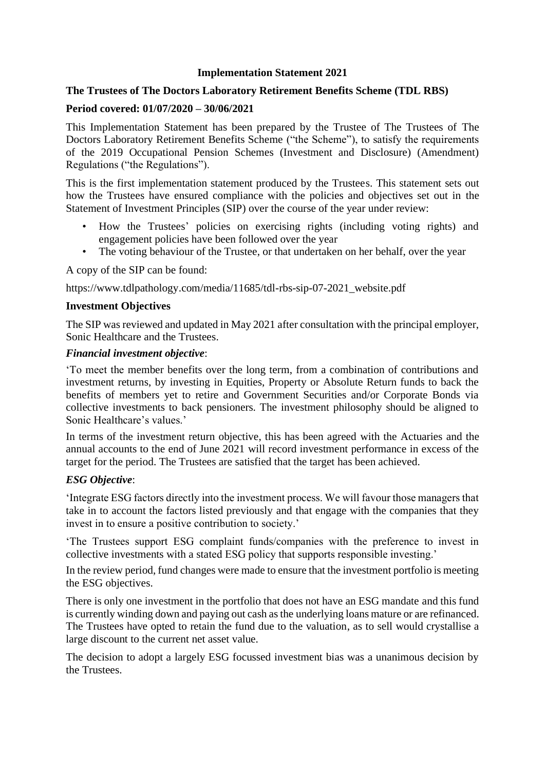**Implementation Statement 2021**

**The Trustees of The Doctors Laboratory Retirement Benefits Scheme (TDL RBS)**

**Period covered: 01/07/2020 – 30/06/2021**

This Implementation Statement has been prepared by the Trustee of The Trustees of The Doctors Laboratory Retirement Benefits Scheme ("the Scheme"), to satisfy the requirements of the 2019 Occupational Pension Schemes (Investment and Disclosure) (Amendment) Regulations ("the Regulations").

This is the first implementation statement produced by the Trustees. This statement sets out how the Trustees have ensured compliance with the policies and objectives set out in the Statement of Investment Principles (SIP) over the course of the year under review:

- How the Trustees' policies on exercising rights (including voting rights) and engagement policies have been followed over the year
- The voting behaviour of the Trustee, or that undertaken on her behalf, over the year

A copy of the SIP can be found:

https://www.tdlpathology.com/media/11685/tdl-rbs-sip-07-2021_website.pdf

**Investment Objectives**

The SIP was reviewed and updated in May 2021 after consultation with the principal employer, Sonic Healthcare and the Trustees.

***Financial investment objective***:

'To meet the member benefits over the long term, from a combination of contributions and investment returns, by investing in Equities, Property or Absolute Return funds to back the benefits of members yet to retire and Government Securities and/or Corporate Bonds via collective investments to back pensioners. The investment philosophy should be aligned to Sonic Healthcare's values.'

In terms of the investment return objective, this has been agreed with the Actuaries and the annual accounts to the end of June 2021 will record investment performance in excess of the target for the period. The Trustees are satisfied that the target has been achieved.

***ESG Objective***:

'Integrate ESG factors directly into the investment process. We will favour those managers that take in to account the factors listed previously and that engage with the companies that they invest in to ensure a positive contribution to society.'

'The Trustees support ESG complaint funds/companies with the preference to invest in collective investments with a stated ESG policy that supports responsible investing.'

In the review period, fund changes were made to ensure that the investment portfolio is meeting the ESG objectives.

There is only one investment in the portfolio that does not have an ESG mandate and this fund is currently winding down and paying out cash as the underlying loans mature or are refinanced. The Trustees have opted to retain the fund due to the valuation, as to sell would crystallise a large discount to the current net asset value.

The decision to adopt a largely ESG focussed investment bias was a unanimous decision by the Trustees.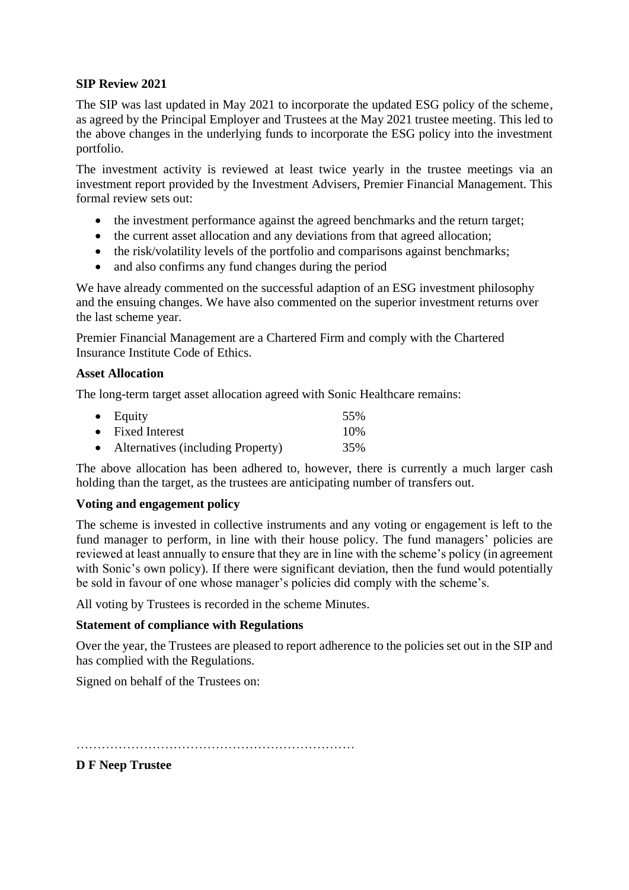**SIP Review 2021**

The SIP was last updated in May 2021 to incorporate the updated ESG policy of the scheme, as agreed by the Principal Employer and Trustees at the May 2021 trustee meeting. This led to the above changes in the underlying funds to incorporate the ESG policy into the investment portfolio.

The investment activity is reviewed at least twice yearly in the trustee meetings via an investment report provided by the Investment Advisers, Premier Financial Management. This formal review sets out:

- the investment performance against the agreed benchmarks and the return target;
- the current asset allocation and any deviations from that agreed allocation;
- the risk/volatility levels of the portfolio and comparisons against benchmarks;
- and also confirms any fund changes during the period

We have already commented on the successful adaption of an ESG investment philosophy and the ensuing changes. We have also commented on the superior investment returns over the last scheme year.

Premier Financial Management are a Chartered Firm and comply with the Chartered Insurance Institute Code of Ethics.

**Asset Allocation**

The long-term target asset allocation agreed with Sonic Healthcare remains:

- Equity 55%
- Fixed Interest 10%
- Alternatives (including Property) 35%

The above allocation has been adhered to, however, there is currently a much larger cash holding than the target, as the trustees are anticipating number of transfers out.

**Voting and engagement policy**

The scheme is invested in collective instruments and any voting or engagement is left to the fund manager to perform, in line with their house policy. The fund managers' policies are reviewed at least annually to ensure that they are in line with the scheme's policy (in agreement with Sonic's own policy). If there were significant deviation, then the fund would potentially be sold in favour of one whose manager's policies did comply with the scheme's.

All voting by Trustees is recorded in the scheme Minutes.

**Statement of compliance with Regulations**

Over the year, the Trustees are pleased to report adherence to the policies set out in the SIP and has complied with the Regulations.

Signed on behalf of the Trustees on:

…………………………………………………………

**D F Neep Trustee**